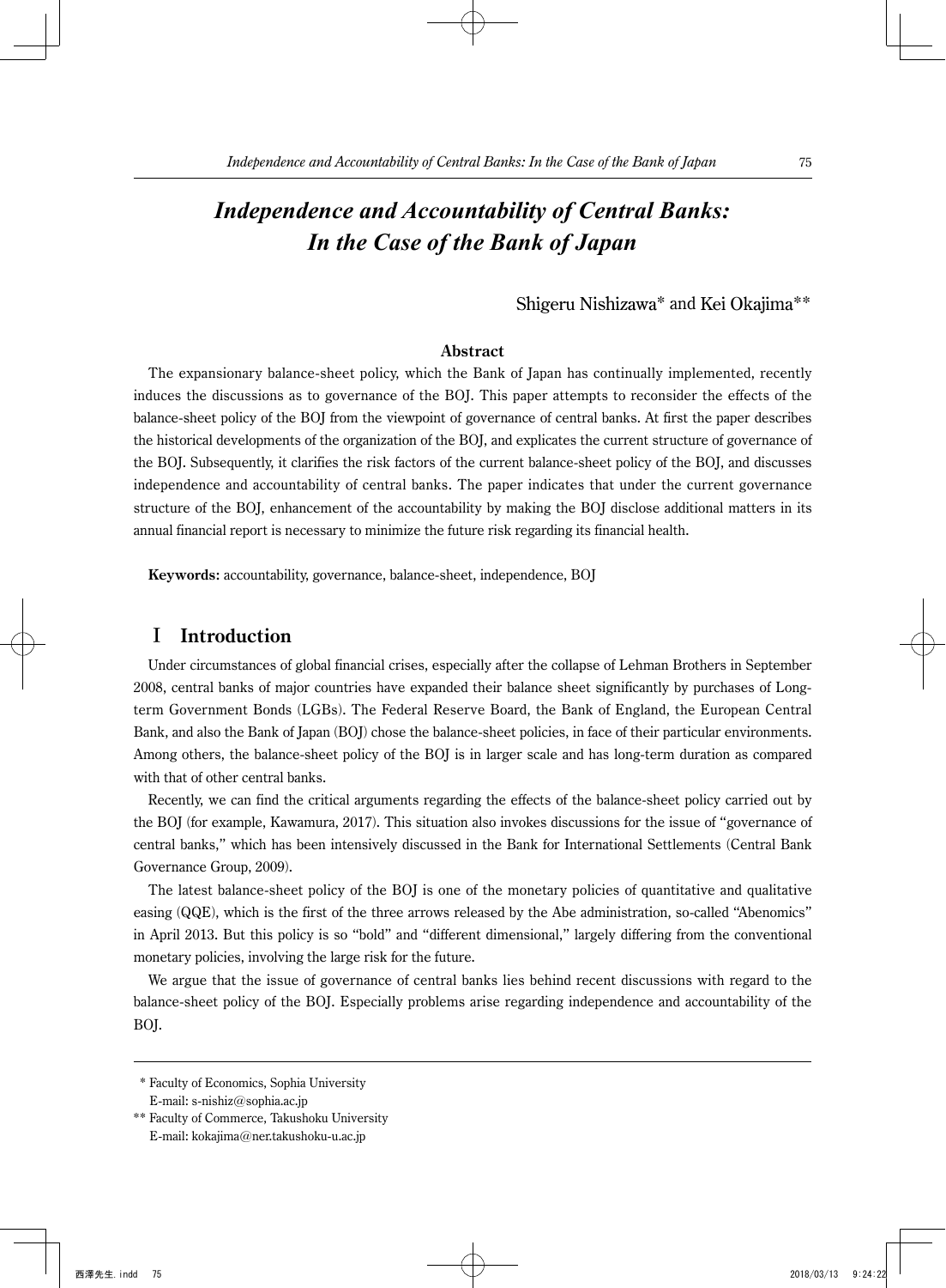# *Independence and Accountability of Central Banks: In the Case of the Bank of Japan*

Shigeru Nishizawa* and Kei Okajima**

### Abstract

The expansionary balance-sheet policy, which the Bank of Japan has continually implemented, recently induces the discussions as to governance of the BOJ. This paper attempts to reconsider the effects of the balance-sheet policy of the BOJ from the viewpoint of governance of central banks. At first the paper describes the historical developments of the organization of the BOJ, and explicates the current structure of governance of the BOJ. Subsequently, it clarifies the risk factors of the current balance-sheet policy of the BOJ, and discusses independence and accountability of central banks. The paper indicates that under the current governance structure of the BOJ, enhancement of the accountability by making the BOJ disclose additional matters in its annual financial report is necessary to minimize the future risk regarding its financial health.

**Keywords:** accountability, governance, balance-sheet, independence, BOJ

## Ⅰ Introduction

Under circumstances of global financial crises, especially after the collapse of Lehman Brothers in September 2008, central banks of major countries have expanded their balance sheet significantly by purchases of Long-term Government Bonds (LGBs). The Federal Reserve Board, the Bank of England, the European Central Bank, and also the Bank of Japan (BOJ) chose the balance-sheet policies, in face of their particular environments. Among others, the balance-sheet policy of the BOJ is in larger scale and has long-term duration as compared with that of other central banks.

Recently, we can find the critical arguments regarding the effects of the balance-sheet policy carried out by the BOJ (for example, Kawamura, 2017). This situation also invokes discussions for the issue of "governance of central banks," which has been intensively discussed in the Bank for International Settlements (Central Bank Governance Group, 2009).

The latest balance-sheet policy of the BOJ is one of the monetary policies of quantitative and qualitative easing (QQE), which is the first of the three arrows released by the Abe administration, so-called "Abenomics" in April 2013. But this policy is so "bold" and "different dimensional," largely differing from the conventional monetary policies, involving the large risk for the future.

We argue that the issue of governance of central banks lies behind recent discussions with regard to the balance-sheet policy of the BOJ. Especially problems arise regarding independence and accountability of the BOJ.

---

\* Faculty of Economics, Sophia University
E-mail: s-nishiz@sophia.ac.jp

** Faculty of Commerce, Takushoku University
E-mail: kokajima@ner.takushoku-u.ac.jp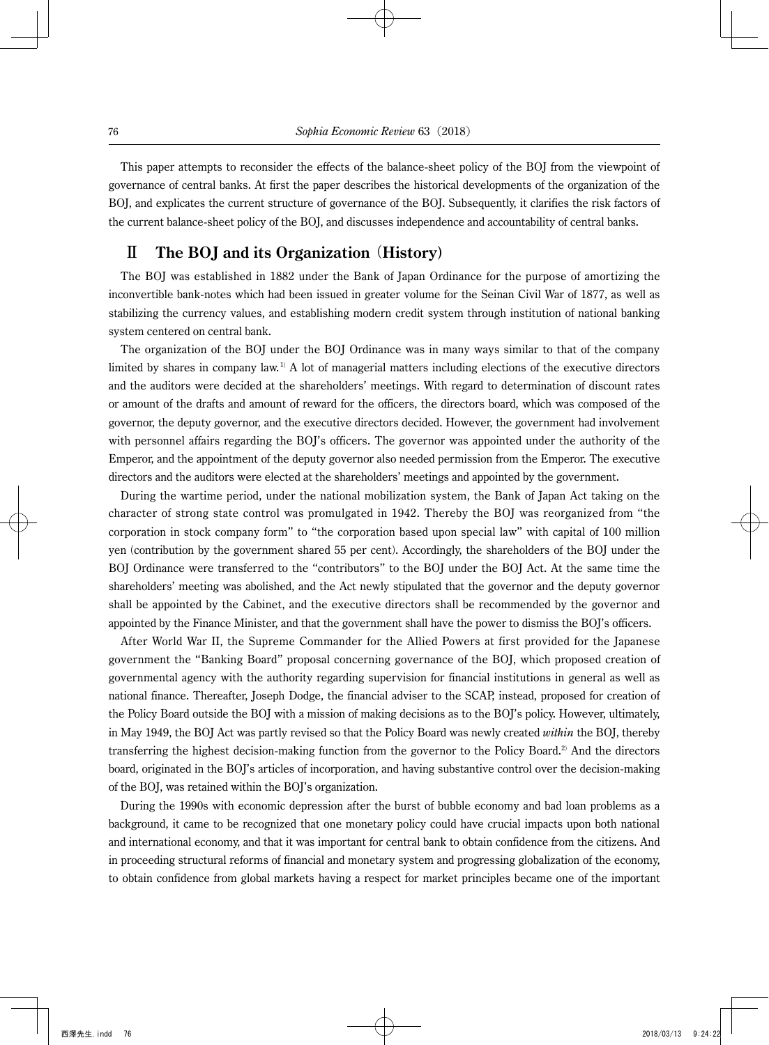This paper attempts to reconsider the effects of the balance-sheet policy of the BOJ from the viewpoint of governance of central banks. At first the paper describes the historical developments of the organization of the BOJ, and explicates the current structure of governance of the BOJ. Subsequently, it clarifies the risk factors of the current balance-sheet policy of the BOJ, and discusses independence and accountability of central banks.

## Ⅱ The BOJ and its Organization (History)

The BOJ was established in 1882 under the Bank of Japan Ordinance for the purpose of amortizing the inconvertible bank-notes which had been issued in greater volume for the Seinan Civil War of 1877, as well as stabilizing the currency values, and establishing modern credit system through institution of national banking system centered on central bank.

The organization of the BOJ under the BOJ Ordinance was in many ways similar to that of the company limited by shares in company law.[1] A lot of managerial matters including elections of the executive directors and the auditors were decided at the shareholders' meetings. With regard to determination of discount rates or amount of the drafts and amount of reward for the officers, the directors board, which was composed of the governor, the deputy governor, and the executive directors decided. However, the government had involvement with personnel affairs regarding the BOJ's officers. The governor was appointed under the authority of the Emperor, and the appointment of the deputy governor also needed permission from the Emperor. The executive directors and the auditors were elected at the shareholders' meetings and appointed by the government.

During the wartime period, under the national mobilization system, the Bank of Japan Act taking on the character of strong state control was promulgated in 1942. Thereby the BOJ was reorganized from "the corporation in stock company form" to "the corporation based upon special law" with capital of 100 million yen (contribution by the government shared 55 per cent). Accordingly, the shareholders of the BOJ under the BOJ Ordinance were transferred to the "contributors" to the BOJ under the BOJ Act. At the same time the shareholders' meeting was abolished, and the Act newly stipulated that the governor and the deputy governor shall be appointed by the Cabinet, and the executive directors shall be recommended by the governor and appointed by the Finance Minister, and that the government shall have the power to dismiss the BOJ's officers.

After World War II, the Supreme Commander for the Allied Powers at first provided for the Japanese government the "Banking Board" proposal concerning governance of the BOJ, which proposed creation of governmental agency with the authority regarding supervision for financial institutions in general as well as national finance. Thereafter, Joseph Dodge, the financial adviser to the SCAP, instead, proposed for creation of the Policy Board outside the BOJ with a mission of making decisions as to the BOJ's policy. However, ultimately, in May 1949, the BOJ Act was partly revised so that the Policy Board was newly created *within* the BOJ, thereby transferring the highest decision-making function from the governor to the Policy Board.[2] And the directors board, originated in the BOJ's articles of incorporation, and having substantive control over the decision-making of the BOJ, was retained within the BOJ's organization.

During the 1990s with economic depression after the burst of bubble economy and bad loan problems as a background, it came to be recognized that one monetary policy could have crucial impacts upon both national and international economy, and that it was important for central bank to obtain confidence from the citizens. And in proceeding structural reforms of financial and monetary system and progressing globalization of the economy, to obtain confidence from global markets having a respect for market principles became one of the important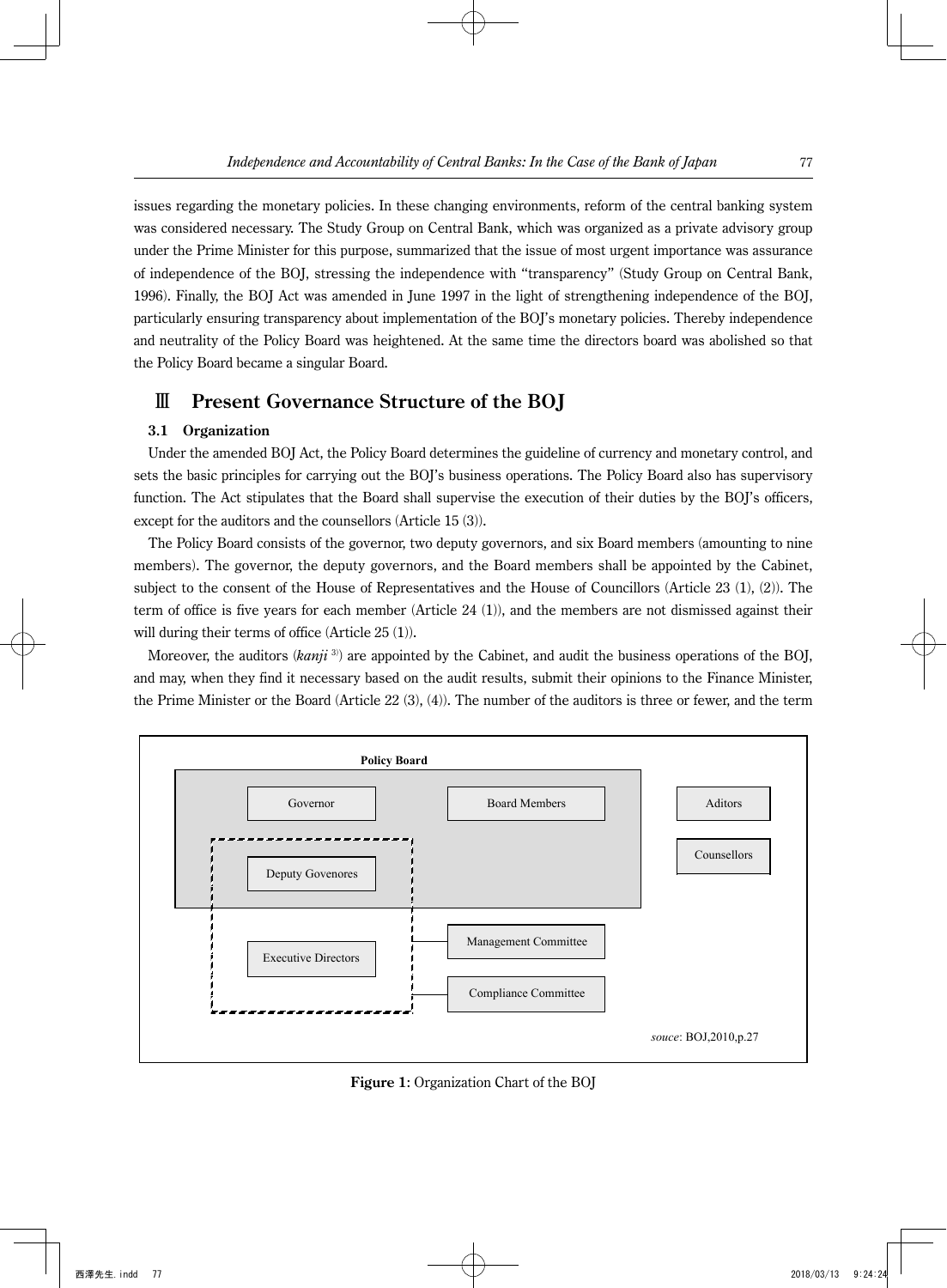issues regarding the monetary policies. In these changing environments, reform of the central banking system was considered necessary. The Study Group on Central Bank, which was organized as a private advisory group under the Prime Minister for this purpose, summarized that the issue of most urgent importance was assurance of independence of the BOJ, stressing the independence with "transparency" (Study Group on Central Bank, 1996). Finally, the BOJ Act was amended in June 1997 in the light of strengthening independence of the BOJ, particularly ensuring transparency about implementation of the BOJ's monetary policies. Thereby independence and neutrality of the Policy Board was heightened. At the same time the directors board was abolished so that the Policy Board became a singular Board.

## Ⅲ Present Governance Structure of the BOJ

### 3.1 Organization

Under the amended BOJ Act, the Policy Board determines the guideline of currency and monetary control, and sets the basic principles for carrying out the BOJ's business operations. The Policy Board also has supervisory function. The Act stipulates that the Board shall supervise the execution of their duties by the BOJ's officers, except for the auditors and the counsellors (Article 15 (3)).

The Policy Board consists of the governor, two deputy governors, and six Board members (amounting to nine members). The governor, the deputy governors, and the Board members shall be appointed by the Cabinet, subject to the consent of the House of Representatives and the House of Councillors (Article 23 (1), (2)). The term of office is five years for each member (Article 24 (1)), and the members are not dismissed against their will during their terms of office (Article 25 (1)).

Moreover, the auditors (*kanji* [3]) are appointed by the Cabinet, and audit the business operations of the BOJ, and may, when they find it necessary based on the audit results, submit their opinions to the Finance Minister, the Prime Minister or the Board (Article 22 (3), (4)). The number of the auditors is three or fewer, and the term

**Policy Board**

Governor | Board Members | Aditors | Counsellors | Deputy Govenores | Executive Directors | Management Committee | Compliance Committee

*souce*: BOJ,2010,p.27

**Figure 1**: Organization Chart of the BOJ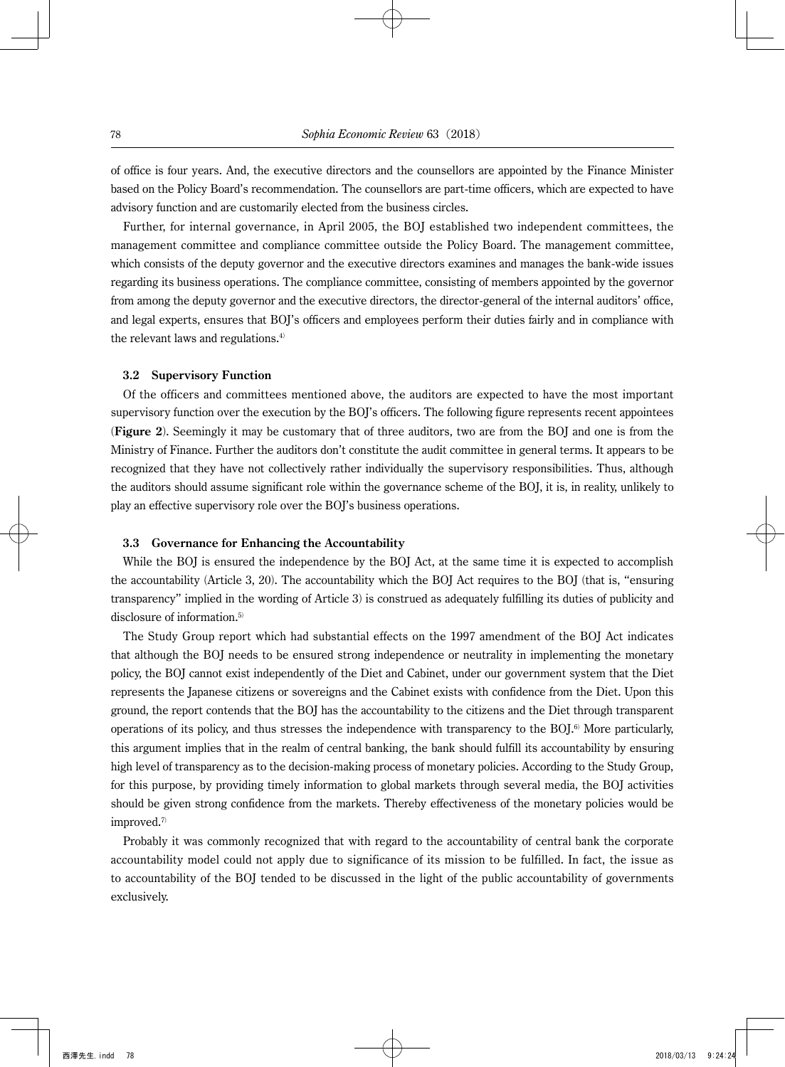of office is four years. And, the executive directors and the counsellors are appointed by the Finance Minister based on the Policy Board's recommendation. The counsellors are part-time officers, which are expected to have advisory function and are customarily elected from the business circles.

Further, for internal governance, in April 2005, the BOJ established two independent committees, the management committee and compliance committee outside the Policy Board. The management committee, which consists of the deputy governor and the executive directors examines and manages the bank-wide issues regarding its business operations. The compliance committee, consisting of members appointed by the governor from among the deputy governor and the executive directors, the director-general of the internal auditors' office, and legal experts, ensures that BOJ's officers and employees perform their duties fairly and in compliance with the relevant laws and regulations.[4)]

### 3.2 Supervisory Function

Of the officers and committees mentioned above, the auditors are expected to have the most important supervisory function over the execution by the BOJ's officers. The following figure represents recent appointees (**Figure 2**). Seemingly it may be customary that of three auditors, two are from the BOJ and one is from the Ministry of Finance. Further the auditors don't constitute the audit committee in general terms. It appears to be recognized that they have not collectively rather individually the supervisory responsibilities. Thus, although the auditors should assume significant role within the governance scheme of the BOJ, it is, in reality, unlikely to play an effective supervisory role over the BOJ's business operations.

### 3.3 Governance for Enhancing the Accountability

While the BOJ is ensured the independence by the BOJ Act, at the same time it is expected to accomplish the accountability (Article 3, 20). The accountability which the BOJ Act requires to the BOJ (that is, "ensuring transparency" implied in the wording of Article 3) is construed as adequately fulfilling its duties of publicity and disclosure of information.[5)]

The Study Group report which had substantial effects on the 1997 amendment of the BOJ Act indicates that although the BOJ needs to be ensured strong independence or neutrality in implementing the monetary policy, the BOJ cannot exist independently of the Diet and Cabinet, under our government system that the Diet represents the Japanese citizens or sovereigns and the Cabinet exists with confidence from the Diet. Upon this ground, the report contends that the BOJ has the accountability to the citizens and the Diet through transparent operations of its policy, and thus stresses the independence with transparency to the BOJ.[6)] More particularly, this argument implies that in the realm of central banking, the bank should fulfill its accountability by ensuring high level of transparency as to the decision-making process of monetary policies. According to the Study Group, for this purpose, by providing timely information to global markets through several media, the BOJ activities should be given strong confidence from the markets. Thereby effectiveness of the monetary policies would be improved.[7)]

Probably it was commonly recognized that with regard to the accountability of central bank the corporate accountability model could not apply due to significance of its mission to be fulfilled. In fact, the issue as to accountability of the BOJ tended to be discussed in the light of the public accountability of governments exclusively.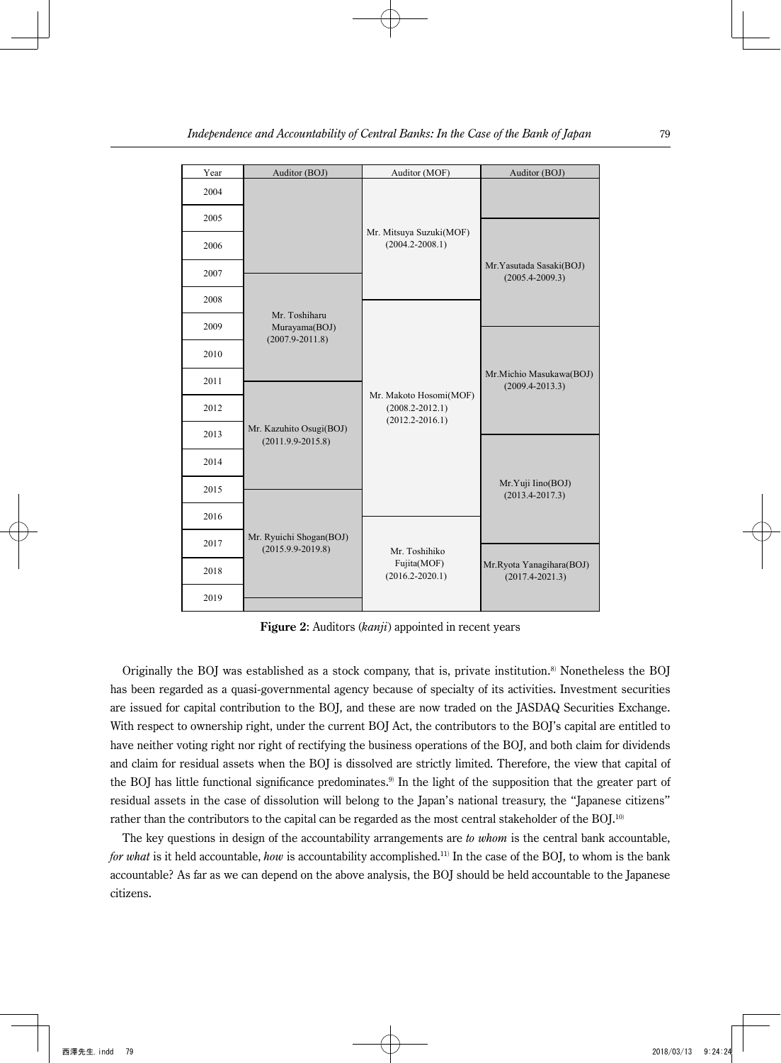| Year | Auditor (BOJ) | Auditor (MOF) | Auditor (BOJ) |
|---|---|---|---|
| 2004 | | Mr. Mitsuya Suzuki(MOF) (2004.2-2008.1) | |
| 2005 | | | Mr.Yasutada Sasaki(BOJ) (2005.4-2009.3) |
| 2006 | | | |
| 2007 | Mr. Toshiharu Murayama(BOJ) (2007.9-2011.8) | | |
| 2008 | | Mr. Makoto Hosomi(MOF) (2008.2-2012.1) (2012.2-2016.1) | |
| 2009 | | | Mr.Michio Masukawa(BOJ) (2009.4-2013.3) |
| 2010 | | | |
| 2011 | Mr. Kazuhito Osugi(BOJ) (2011.9.9-2015.8) | | |
| 2012 | | | |
| 2013 | | | Mr.Yuji Iino(BOJ) (2013.4-2017.3) |
| 2014 | | | |
| 2015 | Mr. Ryuichi Shogan(BOJ) (2015.9.9-2019.8) | | |
| 2016 | | Mr. Toshihiko Fujita(MOF) (2016.2-2020.1) | |
| 2017 | | | Mr.Ryota Yanagihara(BOJ) (2017.4-2021.3) |
| 2018 | | | |
| 2019 | | | |

**Figure 2**: Auditors (*kanji*) appointed in recent years

Originally the BOJ was established as a stock company, that is, private institution.[8] Nonetheless the BOJ has been regarded as a quasi-governmental agency because of specialty of its activities. Investment securities are issued for capital contribution to the BOJ, and these are now traded on the JASDAQ Securities Exchange. With respect to ownership right, under the current BOJ Act, the contributors to the BOJ's capital are entitled to have neither voting right nor right of rectifying the business operations of the BOJ, and both claim for dividends and claim for residual assets when the BOJ is dissolved are strictly limited. Therefore, the view that capital of the BOJ has little functional significance predominates.[9] In the light of the supposition that the greater part of residual assets in the case of dissolution will belong to the Japan's national treasury, the "Japanese citizens" rather than the contributors to the capital can be regarded as the most central stakeholder of the BOJ.[10]

The key questions in design of the accountability arrangements are *to whom* is the central bank accountable, *for what* is it held accountable, *how* is accountability accomplished.[11] In the case of the BOJ, to whom is the bank accountable? As far as we can depend on the above analysis, the BOJ should be held accountable to the Japanese citizens.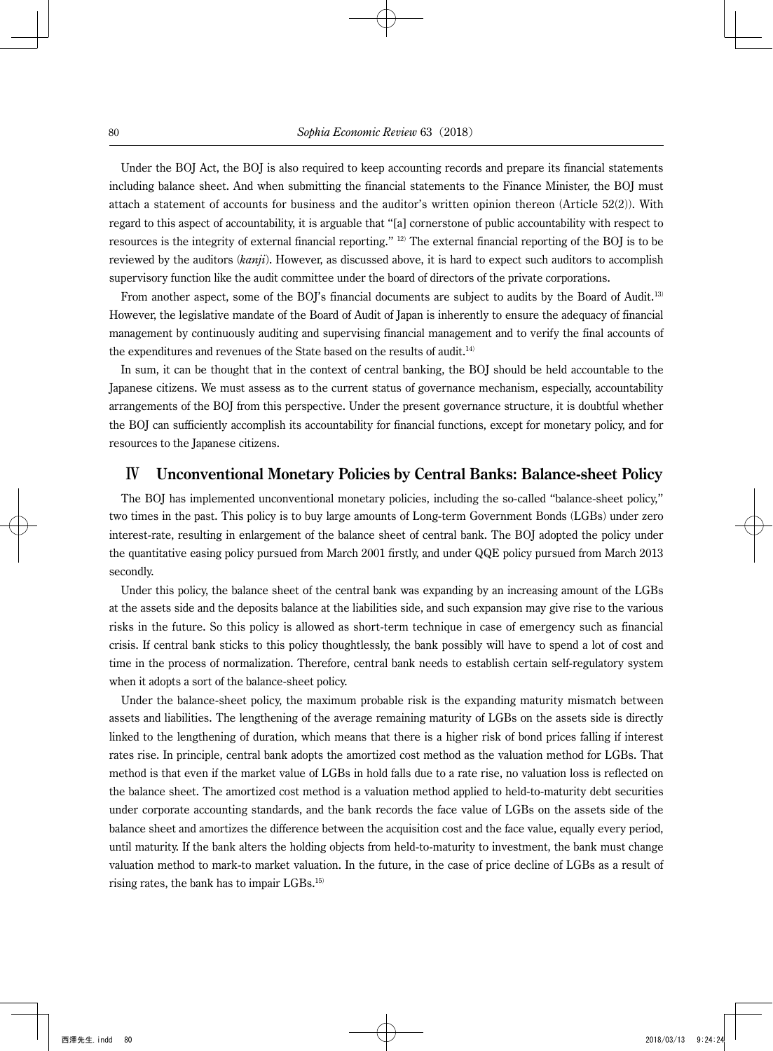Under the BOJ Act, the BOJ is also required to keep accounting records and prepare its financial statements including balance sheet. And when submitting the financial statements to the Finance Minister, the BOJ must attach a statement of accounts for business and the auditor's written opinion thereon (Article 52(2)). With regard to this aspect of accountability, it is arguable that "[a] cornerstone of public accountability with respect to resources is the integrity of external financial reporting." [12] The external financial reporting of the BOJ is to be reviewed by the auditors (*kanji*). However, as discussed above, it is hard to expect such auditors to accomplish supervisory function like the audit committee under the board of directors of the private corporations.

From another aspect, some of the BOJ's financial documents are subject to audits by the Board of Audit.[13] However, the legislative mandate of the Board of Audit of Japan is inherently to ensure the adequacy of financial management by continuously auditing and supervising financial management and to verify the final accounts of the expenditures and revenues of the State based on the results of audit.[14]

In sum, it can be thought that in the context of central banking, the BOJ should be held accountable to the Japanese citizens. We must assess as to the current status of governance mechanism, especially, accountability arrangements of the BOJ from this perspective. Under the present governance structure, it is doubtful whether the BOJ can sufficiently accomplish its accountability for financial functions, except for monetary policy, and for resources to the Japanese citizens.

## Ⅳ Unconventional Monetary Policies by Central Banks: Balance-sheet Policy

The BOJ has implemented unconventional monetary policies, including the so-called "balance-sheet policy," two times in the past. This policy is to buy large amounts of Long-term Government Bonds (LGBs) under zero interest-rate, resulting in enlargement of the balance sheet of central bank. The BOJ adopted the policy under the quantitative easing policy pursued from March 2001 firstly, and under QQE policy pursued from March 2013 secondly.

Under this policy, the balance sheet of the central bank was expanding by an increasing amount of the LGBs at the assets side and the deposits balance at the liabilities side, and such expansion may give rise to the various risks in the future. So this policy is allowed as short-term technique in case of emergency such as financial crisis. If central bank sticks to this policy thoughtlessly, the bank possibly will have to spend a lot of cost and time in the process of normalization. Therefore, central bank needs to establish certain self-regulatory system when it adopts a sort of the balance-sheet policy.

Under the balance-sheet policy, the maximum probable risk is the expanding maturity mismatch between assets and liabilities. The lengthening of the average remaining maturity of LGBs on the assets side is directly linked to the lengthening of duration, which means that there is a higher risk of bond prices falling if interest rates rise. In principle, central bank adopts the amortized cost method as the valuation method for LGBs. That method is that even if the market value of LGBs in hold falls due to a rate rise, no valuation loss is reflected on the balance sheet. The amortized cost method is a valuation method applied to held-to-maturity debt securities under corporate accounting standards, and the bank records the face value of LGBs on the assets side of the balance sheet and amortizes the difference between the acquisition cost and the face value, equally every period, until maturity. If the bank alters the holding objects from held-to-maturity to investment, the bank must change valuation method to mark-to market valuation. In the future, in the case of price decline of LGBs as a result of rising rates, the bank has to impair LGBs.[15]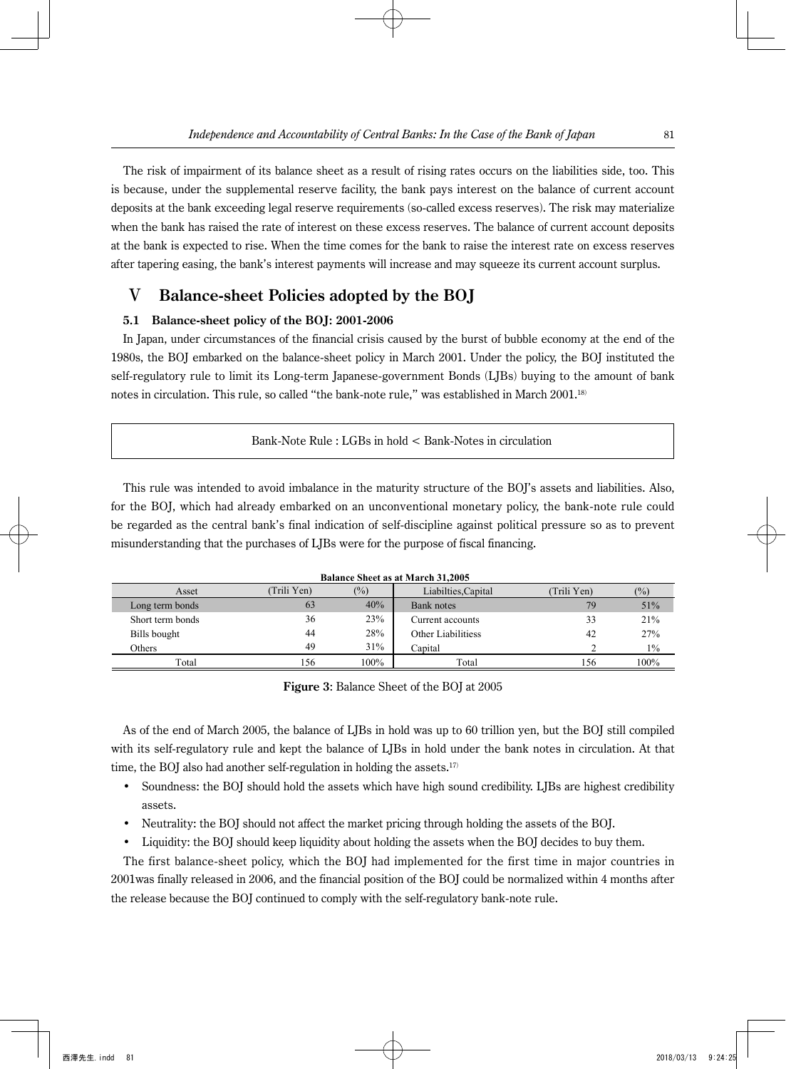The risk of impairment of its balance sheet as a result of rising rates occurs on the liabilities side, too. This is because, under the supplemental reserve facility, the bank pays interest on the balance of current account deposits at the bank exceeding legal reserve requirements (so-called excess reserves). The risk may materialize when the bank has raised the rate of interest on these excess reserves. The balance of current account deposits at the bank is expected to rise. When the time comes for the bank to raise the interest rate on excess reserves after tapering easing, the bank's interest payments will increase and may squeeze its current account surplus.

## V　Balance-sheet Policies adopted by the BOJ

### 5.1　Balance-sheet policy of the BOJ: 2001-2006

In Japan, under circumstances of the financial crisis caused by the burst of bubble economy at the end of the 1980s, the BOJ embarked on the balance-sheet policy in March 2001. Under the policy, the BOJ instituted the self-regulatory rule to limit its Long-term Japanese-government Bonds (LJBs) buying to the amount of bank notes in circulation. This rule, so called "the bank-note rule," was established in March 2001.[18]

Bank-Note Rule : LGBs in hold < Bank-Notes in circulation

This rule was intended to avoid imbalance in the maturity structure of the BOJ's assets and liabilities. Also, for the BOJ, which had already embarked on an unconventional monetary policy, the bank-note rule could be regarded as the central bank's final indication of self-discipline against political pressure so as to prevent misunderstanding that the purchases of LJBs were for the purpose of fiscal financing.

**Balance Sheet as at March 31,2005**

| Asset | (Trili Yen) | (%) | Liabilties,Capital | (Trili Yen) | (%) |
|---|---|---|---|---|---|
| Long term bonds | 63 | 40% | Bank notes | 79 | 51% |
| Short term bonds | 36 | 23% | Current accounts | 33 | 21% |
| Bills bought | 44 | 28% | Other Liabilitiess | 42 | 27% |
| Others | 49 | 31% | Capital | 2 | 1% |
| Total | 156 | 100% | Total | 156 | 100% |

**Figure 3**: Balance Sheet of the BOJ at 2005

As of the end of March 2005, the balance of LJBs in hold was up to 60 trillion yen, but the BOJ still compiled with its self-regulatory rule and kept the balance of LJBs in hold under the bank notes in circulation. At that time, the BOJ also had another self-regulation in holding the assets.[17]

- Soundness: the BOJ should hold the assets which have high sound credibility. LJBs are highest credibility assets.
- Neutrality: the BOJ should not affect the market pricing through holding the assets of the BOJ.
- Liquidity: the BOJ should keep liquidity about holding the assets when the BOJ decides to buy them.

The first balance-sheet policy, which the BOJ had implemented for the first time in major countries in 2001was finally released in 2006, and the financial position of the BOJ could be normalized within 4 months after the release because the BOJ continued to comply with the self-regulatory bank-note rule.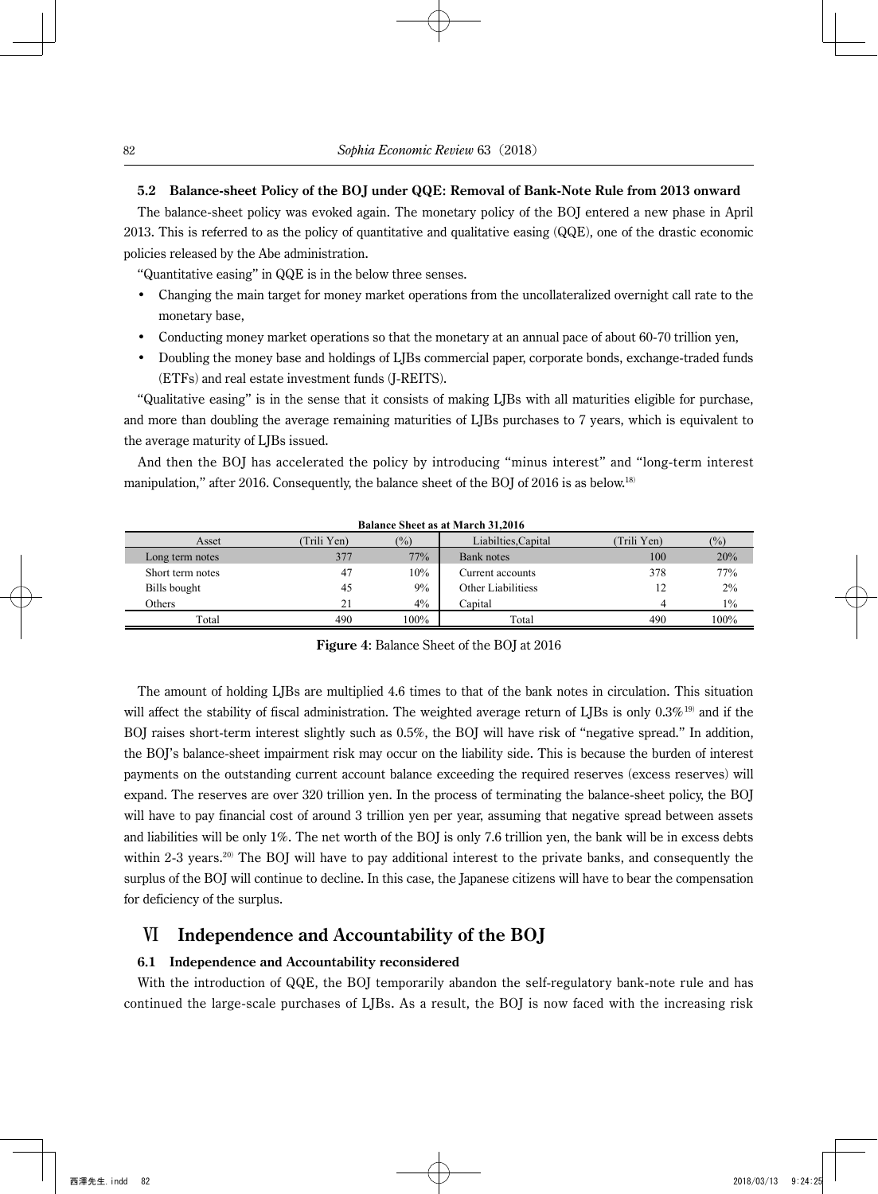### 5.2 Balance-sheet Policy of the BOJ under QQE: Removal of Bank-Note Rule from 2013 onward

The balance-sheet policy was evoked again. The monetary policy of the BOJ entered a new phase in April 2013. This is referred to as the policy of quantitative and qualitative easing (QQE), one of the drastic economic policies released by the Abe administration.

"Quantitative easing" in QQE is in the below three senses.

- Changing the main target for money market operations from the uncollateralized overnight call rate to the monetary base,
- Conducting money market operations so that the monetary at an annual pace of about 60-70 trillion yen,
- Doubling the money base and holdings of LJBs commercial paper, corporate bonds, exchange-traded funds (ETFs) and real estate investment funds (J-REITS).

"Qualitative easing" is in the sense that it consists of making LJBs with all maturities eligible for purchase, and more than doubling the average remaining maturities of LJBs purchases to 7 years, which is equivalent to the average maturity of LJBs issued.

And then the BOJ has accelerated the policy by introducing "minus interest" and "long-term interest manipulation," after 2016. Consequently, the balance sheet of the BOJ of 2016 is as below.[18]

**Balance Sheet as at March 31,2016**

| Asset | (Trili Yen) | (%) | Liabilties,Capital | (Trili Yen) | (%) |
|---|---|---|---|---|---|
| Long term notes | 377 | 77% | Bank notes | 100 | 20% |
| Short term notes | 47 | 10% | Current accounts | 378 | 77% |
| Bills bought | 45 | 9% | Other Liabilitiess | 12 | 2% |
| Others | 21 | 4% | Capital | 4 | 1% |
| Total | 490 | 100% | Total | 490 | 100% |

**Figure 4**: Balance Sheet of the BOJ at 2016

The amount of holding LJBs are multiplied 4.6 times to that of the bank notes in circulation. This situation will affect the stability of fiscal administration. The weighted average return of LJBs is only 0.3%[19] and if the BOJ raises short-term interest slightly such as 0.5%, the BOJ will have risk of "negative spread." In addition, the BOJ's balance-sheet impairment risk may occur on the liability side. This is because the burden of interest payments on the outstanding current account balance exceeding the required reserves (excess reserves) will expand. The reserves are over 320 trillion yen. In the process of terminating the balance-sheet policy, the BOJ will have to pay financial cost of around 3 trillion yen per year, assuming that negative spread between assets and liabilities will be only 1%. The net worth of the BOJ is only 7.6 trillion yen, the bank will be in excess debts within 2-3 years.[20] The BOJ will have to pay additional interest to the private banks, and consequently the surplus of the BOJ will continue to decline. In this case, the Japanese citizens will have to bear the compensation for deficiency of the surplus.

## Ⅵ Independence and Accountability of the BOJ

### 6.1 Independence and Accountability reconsidered

With the introduction of QQE, the BOJ temporarily abandon the self-regulatory bank-note rule and has continued the large-scale purchases of LJBs. As a result, the BOJ is now faced with the increasing risk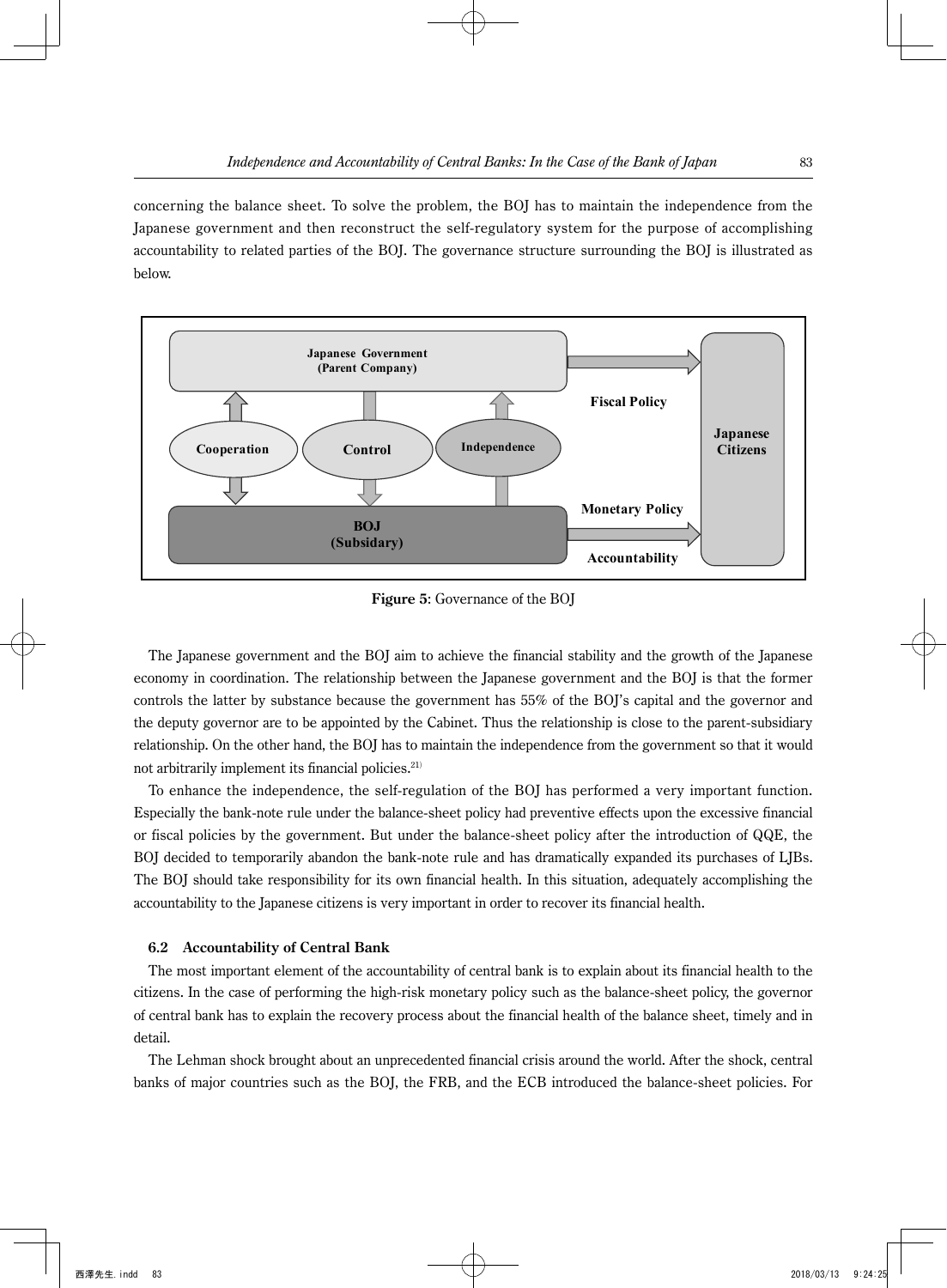concerning the balance sheet. To solve the problem, the BOJ has to maintain the independence from the Japanese government and then reconstruct the self-regulatory system for the purpose of accomplishing accountability to related parties of the BOJ. The governance structure surrounding the BOJ is illustrated as below.

**Figure 5**: Governance of the BOJ

The Japanese government and the BOJ aim to achieve the financial stability and the growth of the Japanese economy in coordination. The relationship between the Japanese government and the BOJ is that the former controls the latter by substance because the government has 55% of the BOJ's capital and the governor and the deputy governor are to be appointed by the Cabinet. Thus the relationship is close to the parent-subsidiary relationship. On the other hand, the BOJ has to maintain the independence from the government so that it would not arbitrarily implement its financial policies.[21]

To enhance the independence, the self-regulation of the BOJ has performed a very important function. Especially the bank-note rule under the balance-sheet policy had preventive effects upon the excessive financial or fiscal policies by the government. But under the balance-sheet policy after the introduction of QQE, the BOJ decided to temporarily abandon the bank-note rule and has dramatically expanded its purchases of LJBs. The BOJ should take responsibility for its own financial health. In this situation, adequately accomplishing the accountability to the Japanese citizens is very important in order to recover its financial health.

### 6.2 Accountability of Central Bank

The most important element of the accountability of central bank is to explain about its financial health to the citizens. In the case of performing the high-risk monetary policy such as the balance-sheet policy, the governor of central bank has to explain the recovery process about the financial health of the balance sheet, timely and in detail.

The Lehman shock brought about an unprecedented financial crisis around the world. After the shock, central banks of major countries such as the BOJ, the FRB, and the ECB introduced the balance-sheet policies. For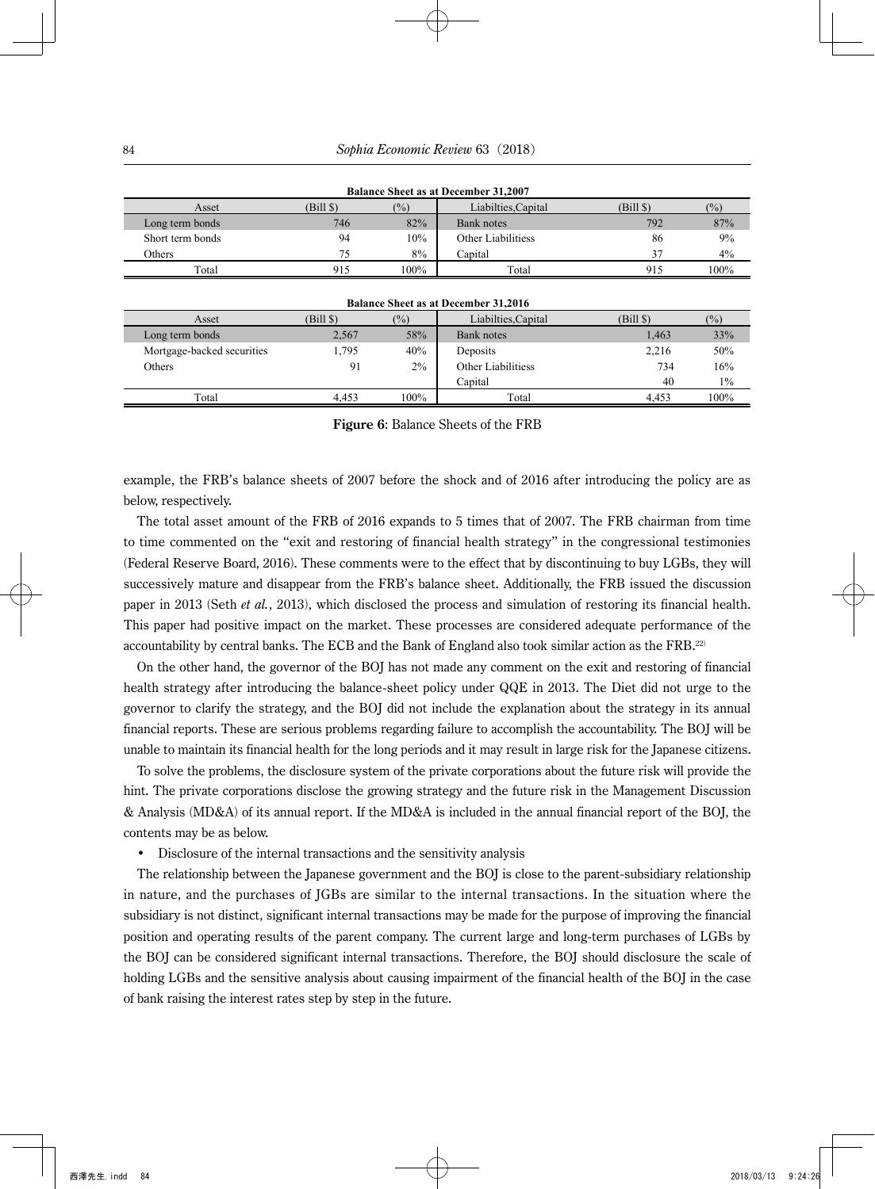**Balance Sheet as at December 31,2007**

| Asset | (Bill $) | (%) | Liabilties,Capital | (Bill $) | (%) |
|---|---|---|---|---|---|
| Long term bonds | 746 | 82% | Bank notes | 792 | 87% |
| Short term bonds | 94 | 10% | Other Liabilitiess | 86 | 9% |
| Others | 75 | 8% | Capital | 37 | 4% |
| Total | 915 | 100% | Total | 915 | 100% |

**Balance Sheet as at December 31,2016**

| Asset | (Bill $) | (%) | Liabilties,Capital | (Bill $) | (%) |
|---|---|---|---|---|---|
| Long term bonds | 2,567 | 58% | Bank notes | 1,463 | 33% |
| Mortgage-backed securities | 1,795 | 40% | Deposits | 2,216 | 50% |
| Others | 91 | 2% | Other Liabilitiess | 734 | 16% |
| | | | Capital | 40 | 1% |
| Total | 4,453 | 100% | Total | 4,453 | 100% |

**Figure 6**: Balance Sheets of the FRB

example, the FRB's balance sheets of 2007 before the shock and of 2016 after introducing the policy are as below, respectively.

The total asset amount of the FRB of 2016 expands to 5 times that of 2007. The FRB chairman from time to time commented on the "exit and restoring of financial health strategy" in the congressional testimonies (Federal Reserve Board, 2016). These comments were to the effect that by discontinuing to buy LGBs, they will successively mature and disappear from the FRB's balance sheet. Additionally, the FRB issued the discussion paper in 2013 (Seth *et al.*, 2013), which disclosed the process and simulation of restoring its financial health. This paper had positive impact on the market. These processes are considered adequate performance of the accountability by central banks. The ECB and the Bank of England also took similar action as the FRB.[22]

On the other hand, the governor of the BOJ has not made any comment on the exit and restoring of financial health strategy after introducing the balance-sheet policy under QQE in 2013. The Diet did not urge to the governor to clarify the strategy, and the BOJ did not include the explanation about the strategy in its annual financial reports. These are serious problems regarding failure to accomplish the accountability. The BOJ will be unable to maintain its financial health for the long periods and it may result in large risk for the Japanese citizens.

To solve the problems, the disclosure system of the private corporations about the future risk will provide the hint. The private corporations disclose the growing strategy and the future risk in the Management Discussion & Analysis (MD&A) of its annual report. If the MD&A is included in the annual financial report of the BOJ, the contents may be as below.

- Disclosure of the internal transactions and the sensitivity analysis

The relationship between the Japanese government and the BOJ is close to the parent-subsidiary relationship in nature, and the purchases of JGBs are similar to the internal transactions. In the situation where the subsidiary is not distinct, significant internal transactions may be made for the purpose of improving the financial position and operating results of the parent company. The current large and long-term purchases of LGBs by the BOJ can be considered significant internal transactions. Therefore, the BOJ should disclosure the scale of holding LGBs and the sensitive analysis about causing impairment of the financial health of the BOJ in the case of bank raising the interest rates step by step in the future.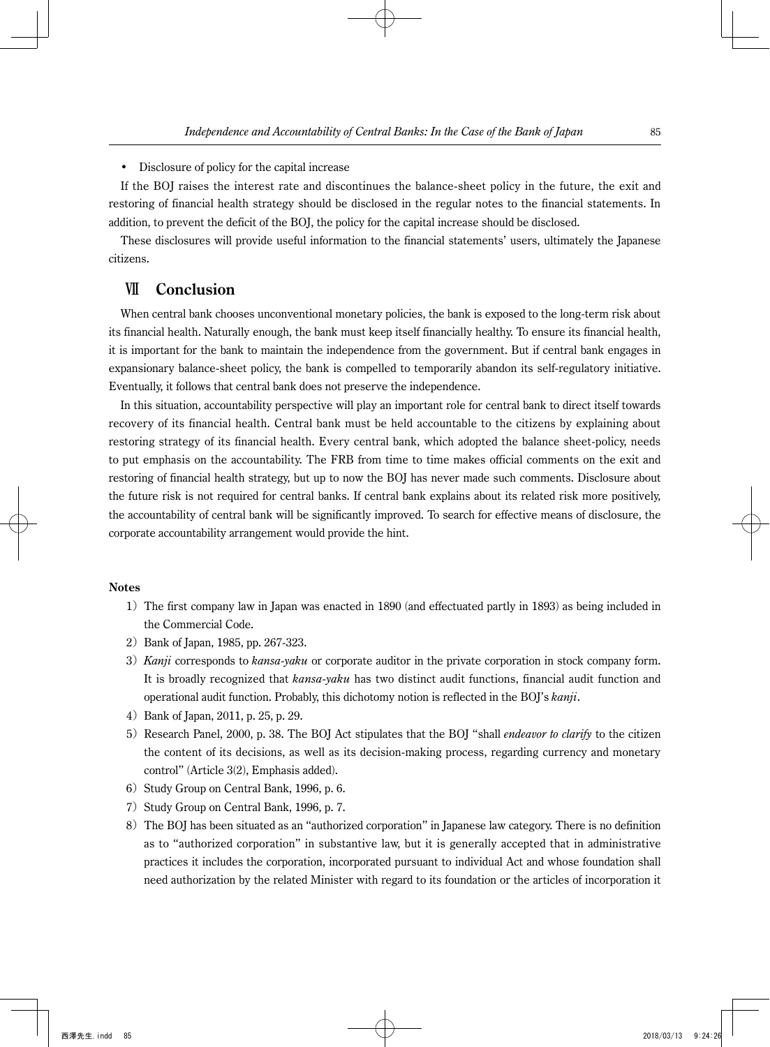- Disclosure of policy for the capital increase

If the BOJ raises the interest rate and discontinues the balance-sheet policy in the future, the exit and restoring of financial health strategy should be disclosed in the regular notes to the financial statements. In addition, to prevent the deficit of the BOJ, the policy for the capital increase should be disclosed.

These disclosures will provide useful information to the financial statements' users, ultimately the Japanese citizens.

## Ⅶ Conclusion

When central bank chooses unconventional monetary policies, the bank is exposed to the long-term risk about its financial health. Naturally enough, the bank must keep itself financially healthy. To ensure its financial health, it is important for the bank to maintain the independence from the government. But if central bank engages in expansionary balance-sheet policy, the bank is compelled to temporarily abandon its self-regulatory initiative. Eventually, it follows that central bank does not preserve the independence.

In this situation, accountability perspective will play an important role for central bank to direct itself towards recovery of its financial health. Central bank must be held accountable to the citizens by explaining about restoring strategy of its financial health. Every central bank, which adopted the balance sheet-policy, needs to put emphasis on the accountability. The FRB from time to time makes official comments on the exit and restoring of financial health strategy, but up to now the BOJ has never made such comments. Disclosure about the future risk is not required for central banks. If central bank explains about its related risk more positively, the accountability of central bank will be significantly improved. To search for effective means of disclosure, the corporate accountability arrangement would provide the hint.

**Notes**

1) The first company law in Japan was enacted in 1890 (and effectuated partly in 1893) as being included in the Commercial Code.

2) Bank of Japan, 1985, pp. 267-323.

3) ***Kanji*** corresponds to ***kansa-yaku*** or corporate auditor in the private corporation in stock company form. It is broadly recognized that ***kansa-yaku*** has two distinct audit functions, financial audit function and operational audit function. Probably, this dichotomy notion is reflected in the BOJ's ***kanji***.

4) Bank of Japan, 2011, p. 25, p. 29.

5) Research Panel, 2000, p. 38. The BOJ Act stipulates that the BOJ "shall ***endeavor to clarify*** to the citizen the content of its decisions, as well as its decision-making process, regarding currency and monetary control" (Article 3(2), Emphasis added).

6) Study Group on Central Bank, 1996, p. 6.

7) Study Group on Central Bank, 1996, p. 7.

8) The BOJ has been situated as an "authorized corporation" in Japanese law category. There is no definition as to "authorized corporation" in substantive law, but it is generally accepted that in administrative practices it includes the corporation, incorporated pursuant to individual Act and whose foundation shall need authorization by the related Minister with regard to its foundation or the articles of incorporation it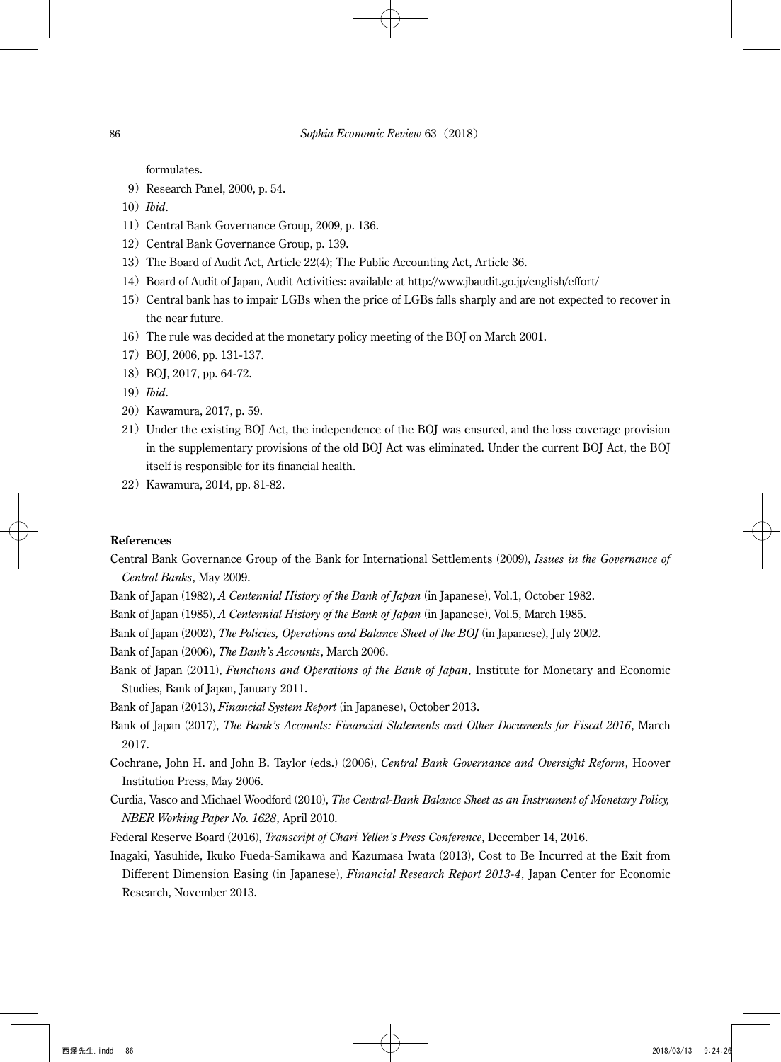formulates.

9) Research Panel, 2000, p. 54.

10) *Ibid*.

11) Central Bank Governance Group, 2009, p. 136.

12) Central Bank Governance Group, p. 139.

13) The Board of Audit Act, Article 22(4); The Public Accounting Act, Article 36.

14) Board of Audit of Japan, Audit Activities: available at http://www.jbaudit.go.jp/english/effort/

15) Central bank has to impair LGBs when the price of LGBs falls sharply and are not expected to recover in the near future.

16) The rule was decided at the monetary policy meeting of the BOJ on March 2001.

17) BOJ, 2006, pp. 131-137.

18) BOJ, 2017, pp. 64-72.

19) *Ibid*.

20) Kawamura, 2017, p. 59.

21) Under the existing BOJ Act, the independence of the BOJ was ensured, and the loss coverage provision in the supplementary provisions of the old BOJ Act was eliminated. Under the current BOJ Act, the BOJ itself is responsible for its financial health.

22) Kawamura, 2014, pp. 81-82.

**References**

Central Bank Governance Group of the Bank for International Settlements (2009), *Issues in the Governance of Central Banks*, May 2009.

Bank of Japan (1982), *A Centennial History of the Bank of Japan* (in Japanese), Vol.1, October 1982.

Bank of Japan (1985), *A Centennial History of the Bank of Japan* (in Japanese), Vol.5, March 1985.

Bank of Japan (2002), *The Policies, Operations and Balance Sheet of the BOJ* (in Japanese), July 2002.

Bank of Japan (2006), *The Bank's Accounts*, March 2006.

Bank of Japan (2011), *Functions and Operations of the Bank of Japan*, Institute for Monetary and Economic Studies, Bank of Japan, January 2011.

Bank of Japan (2013), *Financial System Report* (in Japanese), October 2013.

Bank of Japan (2017), *The Bank's Accounts: Financial Statements and Other Documents for Fiscal 2016*, March 2017.

Cochrane, John H. and John B. Taylor (eds.) (2006), *Central Bank Governance and Oversight Reform*, Hoover Institution Press, May 2006.

Curdia, Vasco and Michael Woodford (2010), *The Central-Bank Balance Sheet as an Instrument of Monetary Policy, NBER Working Paper No. 1628*, April 2010.

Federal Reserve Board (2016), *Transcript of Chari Yellen's Press Conference*, December 14, 2016.

Inagaki, Yasuhide, Ikuko Fueda-Samikawa and Kazumasa Iwata (2013), Cost to Be Incurred at the Exit from Different Dimension Easing (in Japanese), *Financial Research Report 2013-4*, Japan Center for Economic Research, November 2013.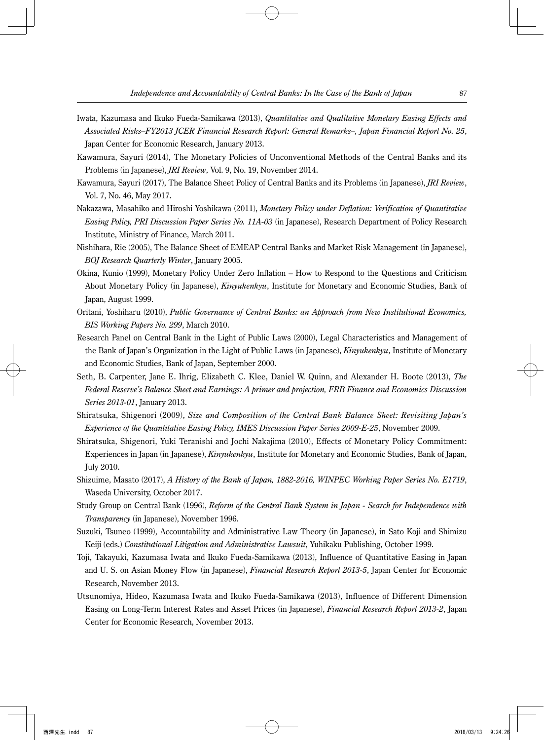Iwata, Kazumasa and Ikuko Fueda-Samikawa (2013), *Quantitative and Qualitative Monetary Easing Effects and Associated Risks–FY2013 JCER Financial Research Report: General Remarks–, Japan Financial Report No. 25*, Japan Center for Economic Research, January 2013.

Kawamura, Sayuri (2014), The Monetary Policies of Unconventional Methods of the Central Banks and its Problems (in Japanese), *JRI Review*, Vol. 9, No. 19, November 2014.

Kawamura, Sayuri (2017), The Balance Sheet Policy of Central Banks and its Problems (in Japanese), *JRI Review*, Vol. 7, No. 46, May 2017.

Nakazawa, Masahiko and Hiroshi Yoshikawa (2011), *Monetary Policy under Deflation: Verification of Quantitative Easing Policy, PRI Discussion Paper Series No. 11A-03* (in Japanese), Research Department of Policy Research Institute, Ministry of Finance, March 2011.

Nishihara, Rie (2005), The Balance Sheet of EMEAP Central Banks and Market Risk Management (in Japanese), *BOJ Research Quarterly Winter*, January 2005.

Okina, Kunio (1999), Monetary Policy Under Zero Inflation – How to Respond to the Questions and Criticism About Monetary Policy (in Japanese), *Kinyukenkyu*, Institute for Monetary and Economic Studies, Bank of Japan, August 1999.

Oritani, Yoshiharu (2010), *Public Governance of Central Banks: an Approach from New Institutional Economics, BIS Working Papers No. 299*, March 2010.

Research Panel on Central Bank in the Light of Public Laws (2000), Legal Characteristics and Management of the Bank of Japan's Organization in the Light of Public Laws (in Japanese), *Kinyukenkyu*, Institute of Monetary and Economic Studies, Bank of Japan, September 2000.

Seth, B. Carpenter, Jane E. Ihrig, Elizabeth C. Klee, Daniel W. Quinn, and Alexander H. Boote (2013), *The Federal Reserve's Balance Sheet and Earnings: A primer and projection, FRB Finance and Economics Discussion Series 2013-01*, January 2013.

Shiratsuka, Shigenori (2009), *Size and Composition of the Central Bank Balance Sheet: Revisiting Japan's Experience of the Quantitative Easing Policy, IMES Discussion Paper Series 2009-E-25*, November 2009.

Shiratsuka, Shigenori, Yuki Teranishi and Jochi Nakajima (2010), Effects of Monetary Policy Commitment: Experiences in Japan (in Japanese), *Kinyukenkyu*, Institute for Monetary and Economic Studies, Bank of Japan, July 2010.

Shizuime, Masato (2017), *A History of the Bank of Japan, 1882-2016, WINPEC Working Paper Series No. E1719*, Waseda University, October 2017.

Study Group on Central Bank (1996), *Reform of the Central Bank System in Japan - Search for Independence with Transparency* (in Japanese), November 1996.

Suzuki, Tsuneo (1999), Accountability and Administrative Law Theory (in Japanese), in Sato Koji and Shimizu Keiji (eds.) *Constitutional Litigation and Administrative Lawsuit*, Yuhikaku Publishing, October 1999.

Toji, Takayuki, Kazumasa Iwata and Ikuko Fueda-Samikawa (2013), Influence of Quantitative Easing in Japan and U. S. on Asian Money Flow (in Japanese), *Financial Research Report 2013-5*, Japan Center for Economic Research, November 2013.

Utsunomiya, Hideo, Kazumasa Iwata and Ikuko Fueda-Samikawa (2013), Influence of Different Dimension Easing on Long-Term Interest Rates and Asset Prices (in Japanese), *Financial Research Report 2013-2*, Japan Center for Economic Research, November 2013.